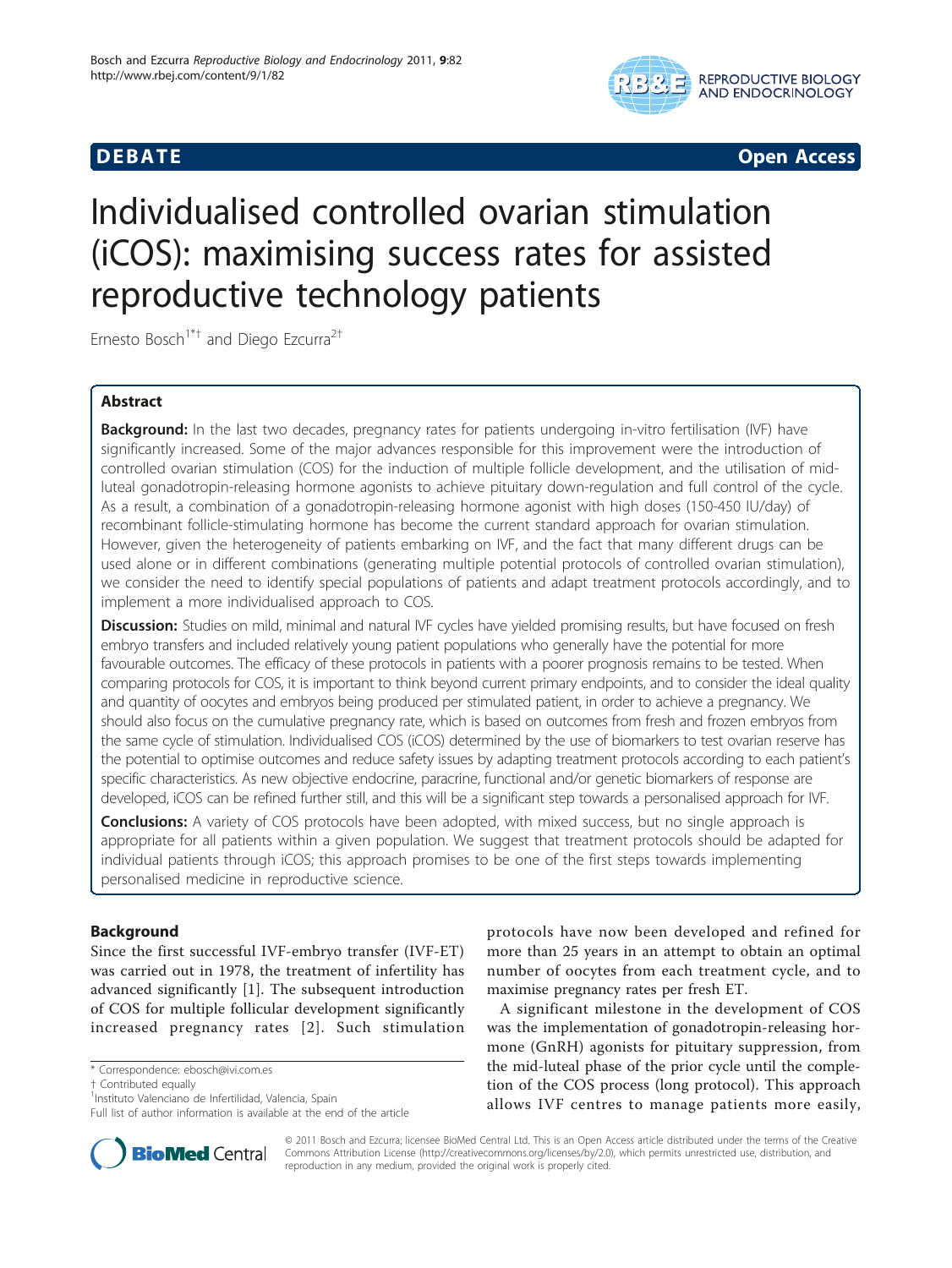DEBATE Open Access

# Individualised controlled ovarian stimulation (iCOS): maximising success rates for assisted reproductive technology patients

Ernesto Bosch[1*†] and Diego Ezcurra[2†]

## Abstract

**Background:** In the last two decades, pregnancy rates for patients undergoing in-vitro fertilisation (IVF) have significantly increased. Some of the major advances responsible for this improvement were the introduction of controlled ovarian stimulation (COS) for the induction of multiple follicle development, and the utilisation of mid-luteal gonadotropin-releasing hormone agonists to achieve pituitary down-regulation and full control of the cycle. As a result, a combination of a gonadotropin-releasing hormone agonist with high doses (150-450 IU/day) of recombinant follicle-stimulating hormone has become the current standard approach for ovarian stimulation. However, given the heterogeneity of patients embarking on IVF, and the fact that many different drugs can be used alone or in different combinations (generating multiple potential protocols of controlled ovarian stimulation), we consider the need to identify special populations of patients and adapt treatment protocols accordingly, and to implement a more individualised approach to COS.

**Discussion:** Studies on mild, minimal and natural IVF cycles have yielded promising results, but have focused on fresh embryo transfers and included relatively young patient populations who generally have the potential for more favourable outcomes. The efficacy of these protocols in patients with a poorer prognosis remains to be tested. When comparing protocols for COS, it is important to think beyond current primary endpoints, and to consider the ideal quality and quantity of oocytes and embryos being produced per stimulated patient, in order to achieve a pregnancy. We should also focus on the cumulative pregnancy rate, which is based on outcomes from fresh and frozen embryos from the same cycle of stimulation. Individualised COS (iCOS) determined by the use of biomarkers to test ovarian reserve has the potential to optimise outcomes and reduce safety issues by adapting treatment protocols according to each patient's specific characteristics. As new objective endocrine, paracrine, functional and/or genetic biomarkers of response are developed, iCOS can be refined further still, and this will be a significant step towards a personalised approach for IVF.

**Conclusions:** A variety of COS protocols have been adopted, with mixed success, but no single approach is appropriate for all patients within a given population. We suggest that treatment protocols should be adapted for individual patients through iCOS; this approach promises to be one of the first steps towards implementing personalised medicine in reproductive science.

## Background

Since the first successful IVF-embryo transfer (IVF-ET) was carried out in 1978, the treatment of infertility has advanced significantly [1]. The subsequent introduction of COS for multiple follicular development significantly increased pregnancy rates [2]. Such stimulation protocols have now been developed and refined for more than 25 years in an attempt to obtain an optimal number of oocytes from each treatment cycle, and to maximise pregnancy rates per fresh ET.

A significant milestone in the development of COS was the implementation of gonadotropin-releasing hormone (GnRH) agonists for pituitary suppression, from the mid-luteal phase of the prior cycle until the completion of the COS process (long protocol). This approach allows IVF centres to manage patients more easily,

\* Correspondence: ebosch@ivi.com.es
† Contributed equally
[1]Instituto Valenciano de Infertilidad, Valencia, Spain
Full list of author information is available at the end of the article

© 2011 Bosch and Ezcurra; licensee BioMed Central Ltd. This is an Open Access article distributed under the terms of the Creative Commons Attribution License (http://creativecommons.org/licenses/by/2.0), which permits unrestricted use, distribution, and reproduction in any medium, provided the original work is properly cited.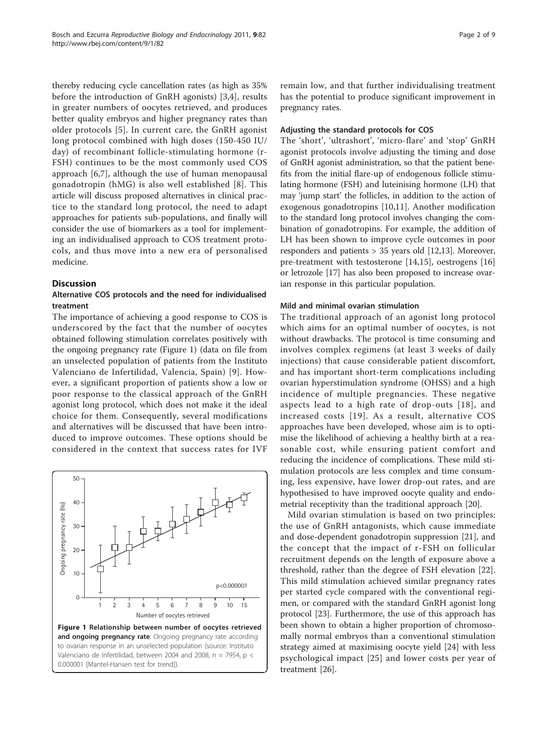thereby reducing cycle cancellation rates (as high as 35% before the introduction of GnRH agonists) [3,4], results in greater numbers of oocytes retrieved, and produces better quality embryos and higher pregnancy rates than older protocols [5]. In current care, the GnRH agonist long protocol combined with high doses (150-450 IU/day) of recombinant follicle-stimulating hormone (r-FSH) continues to be the most commonly used COS approach [6,7], although the use of human menopausal gonadotropin (hMG) is also well established [8]. This article will discuss proposed alternatives in clinical practice to the standard long protocol, the need to adapt approaches for patients sub-populations, and finally will consider the use of biomarkers as a tool for implementing an individualised approach to COS treatment protocols, and thus move into a new era of personalised medicine.

## Discussion

### Alternative COS protocols and the need for individualised treatment

The importance of achieving a good response to COS is underscored by the fact that the number of oocytes obtained following stimulation correlates positively with the ongoing pregnancy rate (Figure 1) (data on file from an unselected population of patients from the Instituto Valenciano de Infertilidad, Valencia, Spain) [9]. However, a significant proportion of patients show a low or poor response to the classical approach of the GnRH agonist long protocol, which does not make it the ideal choice for them. Consequently, several modifications and alternatives will be discussed that have been introduced to improve outcomes. These options should be considered in the context that success rates for IVF remain low, and that further individualising treatment has the potential to produce significant improvement in pregnancy rates.

**Figure 1 Relationship between number of oocytes retrieved and ongoing pregnancy rate**. Ongoing pregnancy rate according to ovarian response in an unselected population (source: Instituto Valenciano de Infertilidad, between 2004 and 2008, n = 7954, $p < 0.000001$ [Mantel-Hansen test for trend]).

#### Adjusting the standard protocols for COS

The 'short', 'ultrashort', 'micro-flare' and 'stop' GnRH agonist protocols involve adjusting the timing and dose of GnRH agonist administration, so that the patient benefits from the initial flare-up of endogenous follicle stimulating hormone (FSH) and luteinising hormone (LH) that may 'jump start' the follicles, in addition to the action of exogenous gonadotropins [10,11]. Another modification to the standard long protocol involves changing the combination of gonadotropins. For example, the addition of LH has been shown to improve cycle outcomes in poor responders and patients > 35 years old [12,13]. Moreover, pre-treatment with testosterone [14,15], oestrogens [16] or letrozole [17] has also been proposed to increase ovarian response in this particular population.

#### Mild and minimal ovarian stimulation

The traditional approach of an agonist long protocol which aims for an optimal number of oocytes, is not without drawbacks. The protocol is time consuming and involves complex regimens (at least 3 weeks of daily injections) that cause considerable patient discomfort, and has important short-term complications including ovarian hyperstimulation syndrome (OHSS) and a high incidence of multiple pregnancies. These negative aspects lead to a high rate of drop-outs [18], and increased costs [19]. As a result, alternative COS approaches have been developed, whose aim is to optimise the likelihood of achieving a healthy birth at a reasonable cost, while ensuring patient comfort and reducing the incidence of complications. These mild stimulation protocols are less complex and time consuming, less expensive, have lower drop-out rates, and are hypothesised to have improved oocyte quality and endometrial receptivity than the traditional approach [20].

Mild ovarian stimulation is based on two principles: the use of GnRH antagonists, which cause immediate and dose-dependent gonadotropin suppression [21], and the concept that the impact of r-FSH on follicular recruitment depends on the length of exposure above a threshold, rather than the degree of FSH elevation [22]. This mild stimulation achieved similar pregnancy rates per started cycle compared with the conventional regimen, or compared with the standard GnRH agonist long protocol [23]. Furthermore, the use of this approach has been shown to obtain a higher proportion of chromosomally normal embryos than a conventional stimulation strategy aimed at maximising oocyte yield [24] with less psychological impact [25] and lower costs per year of treatment [26].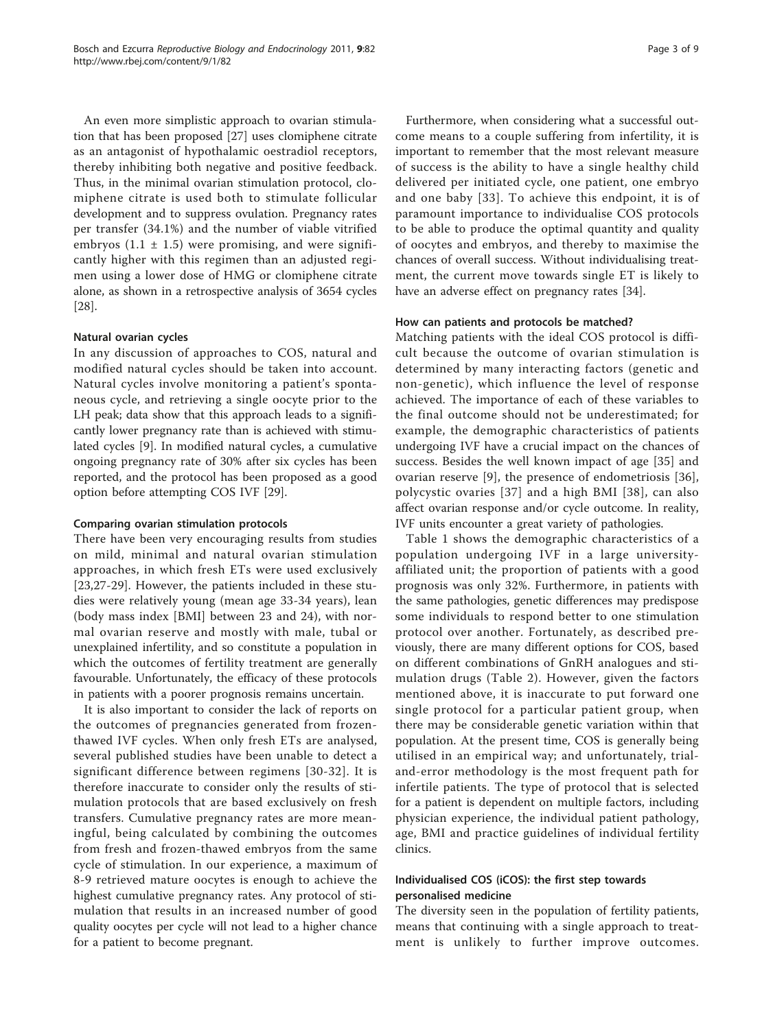An even more simplistic approach to ovarian stimulation that has been proposed [27] uses clomiphene citrate as an antagonist of hypothalamic oestradiol receptors, thereby inhibiting both negative and positive feedback. Thus, in the minimal ovarian stimulation protocol, clomiphene citrate is used both to stimulate follicular development and to suppress ovulation. Pregnancy rates per transfer (34.1%) and the number of viable vitrified embryos ($1.1 \pm 1.5$) were promising, and were significantly higher with this regimen than an adjusted regimen using a lower dose of HMG or clomiphene citrate alone, as shown in a retrospective analysis of 3654 cycles [28].

#### Natural ovarian cycles

In any discussion of approaches to COS, natural and modified natural cycles should be taken into account. Natural cycles involve monitoring a patient's spontaneous cycle, and retrieving a single oocyte prior to the LH peak; data show that this approach leads to a significantly lower pregnancy rate than is achieved with stimulated cycles [9]. In modified natural cycles, a cumulative ongoing pregnancy rate of 30% after six cycles has been reported, and the protocol has been proposed as a good option before attempting COS IVF [29].

#### Comparing ovarian stimulation protocols

There have been very encouraging results from studies on mild, minimal and natural ovarian stimulation approaches, in which fresh ETs were used exclusively [23,27-29]. However, the patients included in these studies were relatively young (mean age 33-34 years), lean (body mass index [BMI] between 23 and 24), with normal ovarian reserve and mostly with male, tubal or unexplained infertility, and so constitute a population in which the outcomes of fertility treatment are generally favourable. Unfortunately, the efficacy of these protocols in patients with a poorer prognosis remains uncertain.

It is also important to consider the lack of reports on the outcomes of pregnancies generated from frozen-thawed IVF cycles. When only fresh ETs are analysed, several published studies have been unable to detect a significant difference between regimens [30-32]. It is therefore inaccurate to consider only the results of stimulation protocols that are based exclusively on fresh transfers. Cumulative pregnancy rates are more meaningful, being calculated by combining the outcomes from fresh and frozen-thawed embryos from the same cycle of stimulation. In our experience, a maximum of 8-9 retrieved mature oocytes is enough to achieve the highest cumulative pregnancy rates. Any protocol of stimulation that results in an increased number of good quality oocytes per cycle will not lead to a higher chance for a patient to become pregnant.

Furthermore, when considering what a successful outcome means to a couple suffering from infertility, it is important to remember that the most relevant measure of success is the ability to have a single healthy child delivered per initiated cycle, one patient, one embryo and one baby [33]. To achieve this endpoint, it is of paramount importance to individualise COS protocols to be able to produce the optimal quantity and quality of oocytes and embryos, and thereby to maximise the chances of overall success. Without individualising treatment, the current move towards single ET is likely to have an adverse effect on pregnancy rates [34].

#### How can patients and protocols be matched?

Matching patients with the ideal COS protocol is difficult because the outcome of ovarian stimulation is determined by many interacting factors (genetic and non-genetic), which influence the level of response achieved. The importance of each of these variables to the final outcome should not be underestimated; for example, the demographic characteristics of patients undergoing IVF have a crucial impact on the chances of success. Besides the well known impact of age [35] and ovarian reserve [9], the presence of endometriosis [36], polycystic ovaries [37] and a high BMI [38], can also affect ovarian response and/or cycle outcome. In reality, IVF units encounter a great variety of pathologies.

Table 1 shows the demographic characteristics of a population undergoing IVF in a large university-affiliated unit; the proportion of patients with a good prognosis was only 32%. Furthermore, in patients with the same pathologies, genetic differences may predispose some individuals to respond better to one stimulation protocol over another. Fortunately, as described previously, there are many different options for COS, based on different combinations of GnRH analogues and stimulation drugs (Table 2). However, given the factors mentioned above, it is inaccurate to put forward one single protocol for a particular patient group, when there may be considerable genetic variation within that population. At the present time, COS is generally being utilised in an empirical way; and unfortunately, trial-and-error methodology is the most frequent path for infertile patients. The type of protocol that is selected for a patient is dependent on multiple factors, including physician experience, the individual patient pathology, age, BMI and practice guidelines of individual fertility clinics.

### Individualised COS (iCOS): the first step towards personalised medicine

The diversity seen in the population of fertility patients, means that continuing with a single approach to treatment is unlikely to further improve outcomes.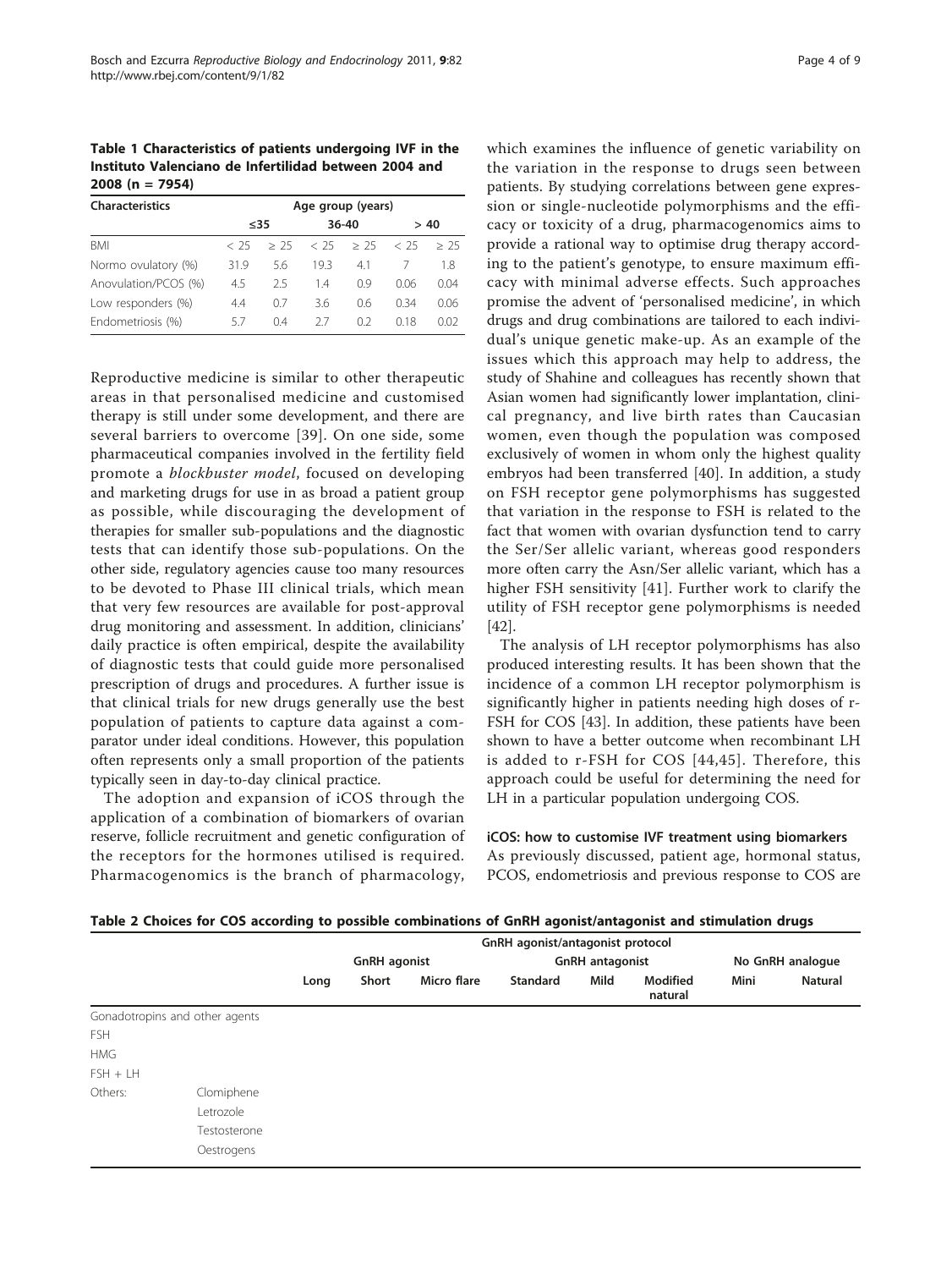**Table 1 Characteristics of patients undergoing IVF in the Instituto Valenciano de Infertilidad between 2004 and 2008 (n = 7954)**

| Characteristics | Age group (years) | | | | | |
|---|---|---|---|---|---|---|
| | ≤35 | | 36-40 | | > 40 | |
| BMI | < 25 | ≥ 25 | < 25 | ≥ 25 | < 25 | ≥ 25 |
| Normo ovulatory (%) | 31.9 | 5.6 | 19.3 | 4.1 | 7 | 1.8 |
| Anovulation/PCOS (%) | 4.5 | 2.5 | 1.4 | 0.9 | 0.06 | 0.04 |
| Low responders (%) | 4.4 | 0.7 | 3.6 | 0.6 | 0.34 | 0.06 |
| Endometriosis (%) | 5.7 | 0.4 | 2.7 | 0.2 | 0.18 | 0.02 |

Reproductive medicine is similar to other therapeutic areas in that personalised medicine and customised therapy is still under some development, and there are several barriers to overcome [39]. On one side, some pharmaceutical companies involved in the fertility field promote a *blockbuster model*, focused on developing and marketing drugs for use in as broad a patient group as possible, while discouraging the development of therapies for smaller sub-populations and the diagnostic tests that can identify those sub-populations. On the other side, regulatory agencies cause too many resources to be devoted to Phase III clinical trials, which mean that very few resources are available for post-approval drug monitoring and assessment. In addition, clinicians' daily practice is often empirical, despite the availability of diagnostic tests that could guide more personalised prescription of drugs and procedures. A further issue is that clinical trials for new drugs generally use the best population of patients to capture data against a comparator under ideal conditions. However, this population often represents only a small proportion of the patients typically seen in day-to-day clinical practice.

The adoption and expansion of iCOS through the application of a combination of biomarkers of ovarian reserve, follicle recruitment and genetic configuration of the receptors for the hormones utilised is required. Pharmacogenomics is the branch of pharmacology, which examines the influence of genetic variability on the variation in the response to drugs seen between patients. By studying correlations between gene expression or single-nucleotide polymorphisms and the efficacy or toxicity of a drug, pharmacogenomics aims to provide a rational way to optimise drug therapy according to the patient's genotype, to ensure maximum efficacy with minimal adverse effects. Such approaches promise the advent of 'personalised medicine', in which drugs and drug combinations are tailored to each individual's unique genetic make-up. As an example of the issues which this approach may help to address, the study of Shahine and colleagues has recently shown that Asian women had significantly lower implantation, clinical pregnancy, and live birth rates than Caucasian women, even though the population was composed exclusively of women in whom only the highest quality embryos had been transferred [40]. In addition, a study on FSH receptor gene polymorphisms has suggested that variation in the response to FSH is related to the fact that women with ovarian dysfunction tend to carry the Ser/Ser allelic variant, whereas good responders more often carry the Asn/Ser allelic variant, which has a higher FSH sensitivity [41]. Further work to clarify the utility of FSH receptor gene polymorphisms is needed [42].

The analysis of LH receptor polymorphisms has also produced interesting results. It has been shown that the incidence of a common LH receptor polymorphism is significantly higher in patients needing high doses of r-FSH for COS [43]. In addition, these patients have been shown to have a better outcome when recombinant LH is added to r-FSH for COS [44,45]. Therefore, this approach could be useful for determining the need for LH in a particular population undergoing COS.

### iCOS: how to customise IVF treatment using biomarkers

As previously discussed, patient age, hormonal status, PCOS, endometriosis and previous response to COS are

**Table 2 Choices for COS according to possible combinations of GnRH agonist/antagonist and stimulation drugs**

| | | GnRH agonist/antagonist protocol | | | | | | | |
|---|---|---|---|---|---|---|---|---|---|
| | | GnRH agonist | | | GnRH antagonist | | | No GnRH analogue | |
| | | Long | Short | Micro flare | Standard | Mild | Modified natural | Mini | Natural |
| Gonadotropins and other agents | | | | | | | | | |
| FSH | | | | | | | | | |
| HMG | | | | | | | | | |
| FSH + LH | | | | | | | | | |
| Others: | Clomiphene | | | | | | | | |
| | Letrozole | | | | | | | | |
| | Testosterone | | | | | | | | |
| | Oestrogens | | | | | | | | |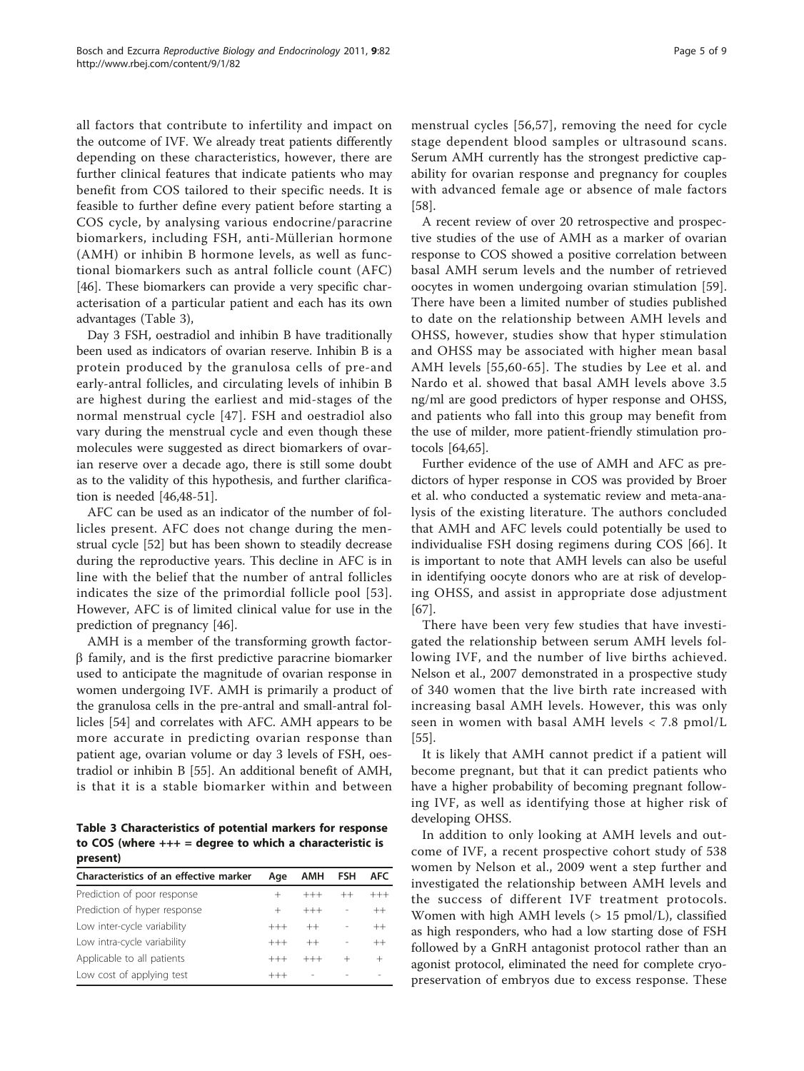all factors that contribute to infertility and impact on the outcome of IVF. We already treat patients differently depending on these characteristics, however, there are further clinical features that indicate patients who may benefit from COS tailored to their specific needs. It is feasible to further define every patient before starting a COS cycle, by analysing various endocrine/paracrine biomarkers, including FSH, anti-Müllerian hormone (AMH) or inhibin B hormone levels, as well as functional biomarkers such as antral follicle count (AFC) [46]. These biomarkers can provide a very specific characterisation of a particular patient and each has its own advantages (Table 3),

Day 3 FSH, oestradiol and inhibin B have traditionally been used as indicators of ovarian reserve. Inhibin B is a protein produced by the granulosa cells of pre-and early-antral follicles, and circulating levels of inhibin B are highest during the earliest and mid-stages of the normal menstrual cycle [47]. FSH and oestradiol also vary during the menstrual cycle and even though these molecules were suggested as direct biomarkers of ovarian reserve over a decade ago, there is still some doubt as to the validity of this hypothesis, and further clarification is needed [46,48-51].

AFC can be used as an indicator of the number of follicles present. AFC does not change during the menstrual cycle [52] but has been shown to steadily decrease during the reproductive years. This decline in AFC is in line with the belief that the number of antral follicles indicates the size of the primordial follicle pool [53]. However, AFC is of limited clinical value for use in the prediction of pregnancy [46].

AMH is a member of the transforming growth factor-β family, and is the first predictive paracrine biomarker used to anticipate the magnitude of ovarian response in women undergoing IVF. AMH is primarily a product of the granulosa cells in the pre-antral and small-antral follicles [54] and correlates with AFC. AMH appears to be more accurate in predicting ovarian response than patient age, ovarian volume or day 3 levels of FSH, oestradiol or inhibin B [55]. An additional benefit of AMH, is that it is a stable biomarker within and between menstrual cycles [56,57], removing the need for cycle stage dependent blood samples or ultrasound scans. Serum AMH currently has the strongest predictive capability for ovarian response and pregnancy for couples with advanced female age or absence of male factors [58].

**Table 3 Characteristics of potential markers for response to COS (where +++ = degree to which a characteristic is present)**

| Characteristics of an effective marker | Age | AMH | FSH | AFC |
|---|---|---|---|---|
| Prediction of poor response | + | +++ | ++ | +++ |
| Prediction of hyper response | + | +++ | - | ++ |
| Low inter-cycle variability | +++ | ++ | - | ++ |
| Low intra-cycle variability | +++ | ++ | - | ++ |
| Applicable to all patients | +++ | +++ | + | + |
| Low cost of applying test | +++ | - | - | - |

A recent review of over 20 retrospective and prospective studies of the use of AMH as a marker of ovarian response to COS showed a positive correlation between basal AMH serum levels and the number of retrieved oocytes in women undergoing ovarian stimulation [59]. There have been a limited number of studies published to date on the relationship between AMH levels and OHSS, however, studies show that hyper stimulation and OHSS may be associated with higher mean basal AMH levels [55,60-65]. The studies by Lee et al. and Nardo et al. showed that basal AMH levels above 3.5 ng/ml are good predictors of hyper response and OHSS, and patients who fall into this group may benefit from the use of milder, more patient-friendly stimulation protocols [64,65].

Further evidence of the use of AMH and AFC as predictors of hyper response in COS was provided by Broer et al. who conducted a systematic review and meta-analysis of the existing literature. The authors concluded that AMH and AFC levels could potentially be used to individualise FSH dosing regimens during COS [66]. It is important to note that AMH levels can also be useful in identifying oocyte donors who are at risk of developing OHSS, and assist in appropriate dose adjustment [67].

There have been very few studies that have investigated the relationship between serum AMH levels following IVF, and the number of live births achieved. Nelson et al., 2007 demonstrated in a prospective study of 340 women that the live birth rate increased with increasing basal AMH levels. However, this was only seen in women with basal AMH levels < 7.8 pmol/L [55].

It is likely that AMH cannot predict if a patient will become pregnant, but that it can predict patients who have a higher probability of becoming pregnant following IVF, as well as identifying those at higher risk of developing OHSS.

In addition to only looking at AMH levels and outcome of IVF, a recent prospective cohort study of 538 women by Nelson et al., 2009 went a step further and investigated the relationship between AMH levels and the success of different IVF treatment protocols. Women with high AMH levels (> 15 pmol/L), classified as high responders, who had a low starting dose of FSH followed by a GnRH antagonist protocol rather than an agonist protocol, eliminated the need for complete cryopreservation of embryos due to excess response. These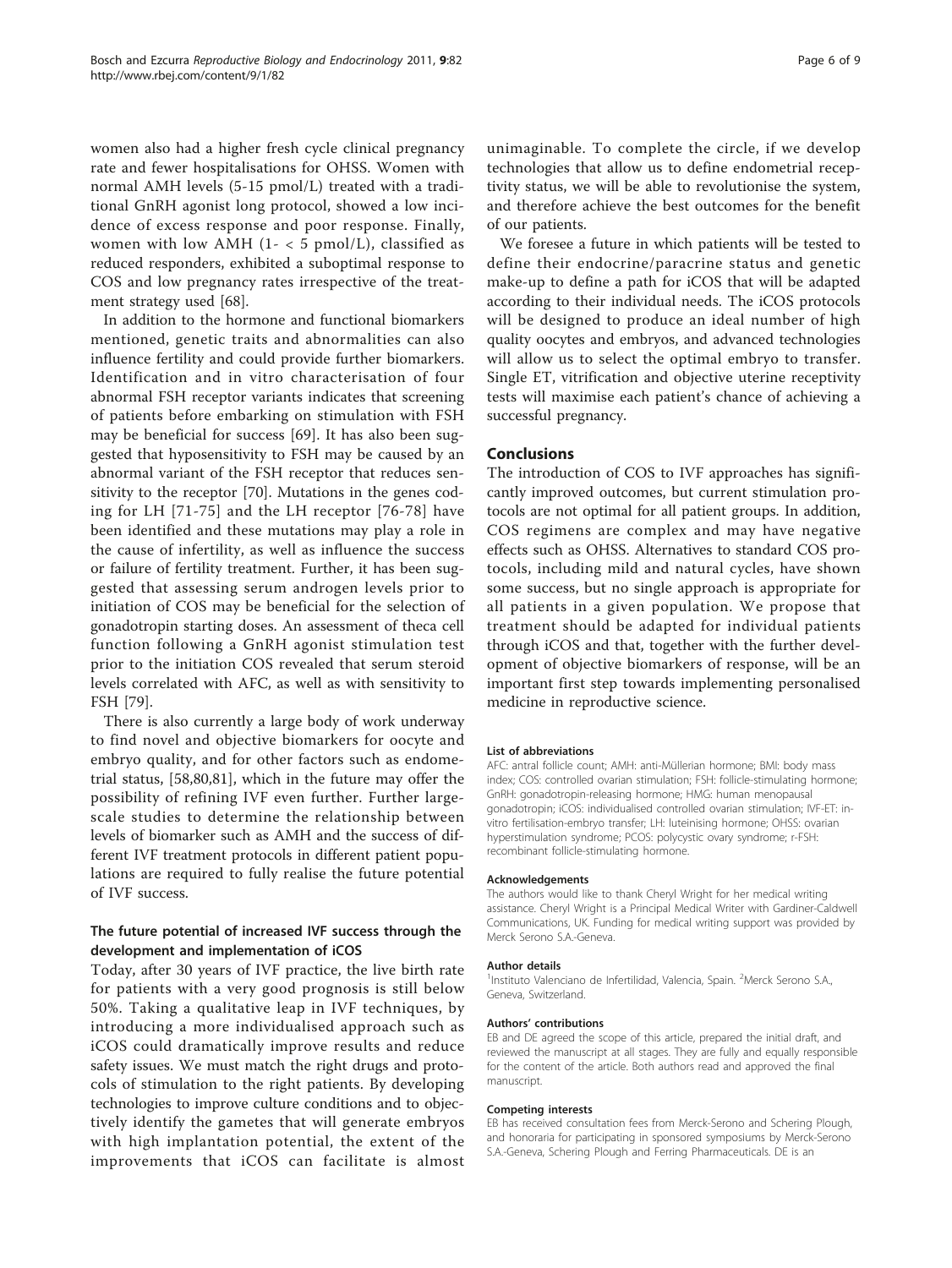women also had a higher fresh cycle clinical pregnancy rate and fewer hospitalisations for OHSS. Women with normal AMH levels (5-15 pmol/L) treated with a traditional GnRH agonist long protocol, showed a low incidence of excess response and poor response. Finally, women with low AMH (1- < 5 pmol/L), classified as reduced responders, exhibited a suboptimal response to COS and low pregnancy rates irrespective of the treatment strategy used [68].

In addition to the hormone and functional biomarkers mentioned, genetic traits and abnormalities can also influence fertility and could provide further biomarkers. Identification and in vitro characterisation of four abnormal FSH receptor variants indicates that screening of patients before embarking on stimulation with FSH may be beneficial for success [69]. It has also been suggested that hyposensitivity to FSH may be caused by an abnormal variant of the FSH receptor that reduces sensitivity to the receptor [70]. Mutations in the genes coding for LH [71-75] and the LH receptor [76-78] have been identified and these mutations may play a role in the cause of infertility, as well as influence the success or failure of fertility treatment. Further, it has been suggested that assessing serum androgen levels prior to initiation of COS may be beneficial for the selection of gonadotropin starting doses. An assessment of theca cell function following a GnRH agonist stimulation test prior to the initiation COS revealed that serum steroid levels correlated with AFC, as well as with sensitivity to FSH [79].

There is also currently a large body of work underway to find novel and objective biomarkers for oocyte and embryo quality, and for other factors such as endometrial status, [58,80,81], which in the future may offer the possibility of refining IVF even further. Further large-scale studies to determine the relationship between levels of biomarker such as AMH and the success of different IVF treatment protocols in different patient populations are required to fully realise the future potential of IVF success.

### The future potential of increased IVF success through the development and implementation of iCOS

Today, after 30 years of IVF practice, the live birth rate for patients with a very good prognosis is still below 50%. Taking a qualitative leap in IVF techniques, by introducing a more individualised approach such as iCOS could dramatically improve results and reduce safety issues. We must match the right drugs and protocols of stimulation to the right patients. By developing technologies to improve culture conditions and to objectively identify the gametes that will generate embryos with high implantation potential, the extent of the improvements that iCOS can facilitate is almost unimaginable. To complete the circle, if we develop technologies that allow us to define endometrial receptivity status, we will be able to revolutionise the system, and therefore achieve the best outcomes for the benefit of our patients.

We foresee a future in which patients will be tested to define their endocrine/paracrine status and genetic make-up to define a path for iCOS that will be adapted according to their individual needs. The iCOS protocols will be designed to produce an ideal number of high quality oocytes and embryos, and advanced technologies will allow us to select the optimal embryo to transfer. Single ET, vitrification and objective uterine receptivity tests will maximise each patient's chance of achieving a successful pregnancy.

## Conclusions

The introduction of COS to IVF approaches has significantly improved outcomes, but current stimulation protocols are not optimal for all patient groups. In addition, COS regimens are complex and may have negative effects such as OHSS. Alternatives to standard COS protocols, including mild and natural cycles, have shown some success, but no single approach is appropriate for all patients in a given population. We propose that treatment should be adapted for individual patients through iCOS and that, together with the further development of objective biomarkers of response, will be an important first step towards implementing personalised medicine in reproductive science.

#### List of abbreviations

AFC: antral follicle count; AMH: anti-Müllerian hormone; BMI: body mass index; COS: controlled ovarian stimulation; FSH: follicle-stimulating hormone; GnRH: gonadotropin-releasing hormone; HMG: human menopausal gonadotropin; iCOS: individualised controlled ovarian stimulation; IVF-ET: in-vitro fertilisation-embryo transfer; LH: luteinising hormone; OHSS: ovarian hyperstimulation syndrome; PCOS: polycystic ovary syndrome; r-FSH: recombinant follicle-stimulating hormone.

#### Acknowledgements

The authors would like to thank Cheryl Wright for her medical writing assistance. Cheryl Wright is a Principal Medical Writer with Gardiner-Caldwell Communications, UK. Funding for medical writing support was provided by Merck Serono S.A.-Geneva.

#### Author details

[1]Instituto Valenciano de Infertilidad, Valencia, Spain. [2]Merck Serono S.A., Geneva, Switzerland.

#### Authors' contributions

EB and DE agreed the scope of this article, prepared the initial draft, and reviewed the manuscript at all stages. They are fully and equally responsible for the content of the article. Both authors read and approved the final manuscript.

#### Competing interests

EB has received consultation fees from Merck-Serono and Schering Plough, and honoraria for participating in sponsored symposiums by Merck-Serono S.A.-Geneva, Schering Plough and Ferring Pharmaceuticals. DE is an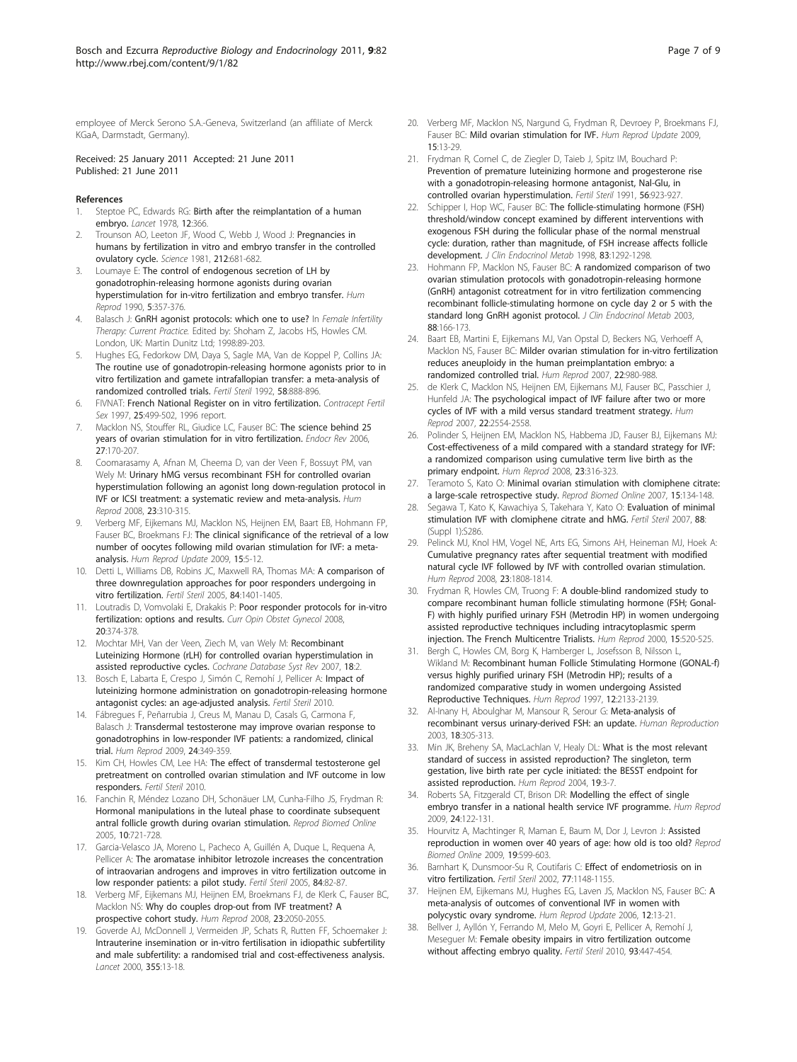employee of Merck Serono S.A.-Geneva, Switzerland (an affiliate of Merck KGaA, Darmstadt, Germany).

Received: 25 January 2011 Accepted: 21 June 2011
Published: 21 June 2011

## References

1. Steptoe PC, Edwards RG: Birth after the reimplantation of a human embryo. *Lancet* 1978, **12**:366.
2. Trounson AO, Leeton JF, Wood C, Webb J, Wood J: Pregnancies in humans by fertilization in vitro and embryo transfer in the controlled ovulatory cycle. *Science* 1981, **212**:681-682.
3. Loumaye E: The control of endogenous secretion of LH by gonadotrophin-releasing hormone agonists during ovarian hyperstimulation for in-vitro fertilization and embryo transfer. *Hum Reprod* 1990, **5**:357-376.
4. Balasch J: GnRH agonist protocols: which one to use? In *Female Infertility Therapy: Current Practice.* Edited by: Shoham Z, Jacobs HS, Howles CM. London, UK: Martin Dunitz Ltd; 1998:89-203.
5. Hughes EG, Fedorkow DM, Daya S, Sagle MA, Van de Koppel P, Collins JA: The routine use of gonadotropin-releasing hormone agonists prior to in vitro fertilization and gamete intrafallopian transfer: a meta-analysis of randomized controlled trials. *Fertil Steril* 1992, **58**:888-896.
6. FIVNAT: French National Register on in vitro fertilization. *Contracept Fertil Sex* 1997, **25**:499-502, 1996 report.
7. Macklon NS, Stouffer RL, Giudice LC, Fauser BC: The science behind 25 years of ovarian stimulation for in vitro fertilization. *Endocr Rev* 2006, **27**:170-207.
8. Coomarasamy A, Afnan M, Cheema D, van der Veen F, Bossuyt PM, van Wely M: Urinary hMG versus recombinant FSH for controlled ovarian hyperstimulation following an agonist long down-regulation protocol in IVF or ICSI treatment: a systematic review and meta-analysis. *Hum Reprod* 2008, **23**:310-315.
9. Verberg MF, Eijkemans MJ, Macklon NS, Heijnen EM, Baart EB, Hohmann FP, Fauser BC, Broekmans FJ: The clinical significance of the retrieval of a low number of oocytes following mild ovarian stimulation for IVF: a meta-analysis. *Hum Reprod Update* 2009, **15**:5-12.
10. Detti L, Williams DB, Robins JC, Maxwell RA, Thomas MA: A comparison of three downregulation approaches for poor responders undergoing in vitro fertilization. *Fertil Steril* 2005, **84**:1401-1405.
11. Loutradis D, Vomvolaki E, Drakakis P: Poor responder protocols for in-vitro fertilization: options and results. *Curr Opin Obstet Gynecol* 2008, **20**:374-378.
12. Mochtar MH, Van der Veen, Ziech M, van Wely M: Recombinant Luteinizing Hormone (rLH) for controlled ovarian hyperstimulation in assisted reproductive cycles. *Cochrane Database Syst Rev* 2007, **18**:2.
13. Bosch E, Labarta E, Crespo J, Simón C, Remohí J, Pellicer A: Impact of luteinizing hormone administration on gonadotropin-releasing hormone antagonist cycles: an age-adjusted analysis. *Fertil Steril* 2010.
14. Fábregues F, Peñarrubia J, Creus M, Manau D, Casals G, Carmona F, Balasch J: Transdermal testosterone may improve ovarian response to gonadotrophins in low-responder IVF patients: a randomized, clinical trial. *Hum Reprod* 2009, **24**:349-359.
15. Kim CH, Howles CM, Lee HA: The effect of transdermal testosterone gel pretreatment on controlled ovarian stimulation and IVF outcome in low responders. *Fertil Steril* 2010.
16. Fanchin R, Méndez Lozano DH, Schonäuer LM, Cunha-Filho JS, Frydman R: Hormonal manipulations in the luteal phase to coordinate subsequent antral follicle growth during ovarian stimulation. *Reprod Biomed Online* 2005, **10**:721-728.
17. García-Velasco JA, Moreno L, Pacheco A, Guillén A, Duque L, Requena A, Pellicer A: The aromatase inhibitor letrozole increases the concentration of intraovarian androgens and improves in vitro fertilization outcome in low responder patients: a pilot study. *Fertil Steril* 2005, **84**:82-87.
18. Verberg MF, Eijkemans MJ, Heijnen EM, Broekmans FJ, de Klerk C, Fauser BC, Macklon NS: Why do couples drop-out from IVF treatment? A prospective cohort study. *Hum Reprod* 2008, **23**:2050-2055.
19. Goverde AJ, McDonnell J, Vermeiden JP, Schats R, Rutten FF, Schoemaker J: Intrauterine insemination or in-vitro fertilisation in idiopathic subfertility and male subfertility: a randomised trial and cost-effectiveness analysis. *Lancet* 2000, **355**:13-18.
20. Verberg MF, Macklon NS, Nargund G, Frydman R, Devroey P, Broekmans FJ, Fauser BC: Mild ovarian stimulation for IVF. *Hum Reprod Update* 2009, **15**:13-29.
21. Frydman R, Cornel C, de Ziegler D, Taieb J, Spitz IM, Bouchard P: Prevention of premature luteinizing hormone and progesterone rise with a gonadotropin-releasing hormone antagonist, Nal-Glu, in controlled ovarian hyperstimulation. *Fertil Steril* 1991, **56**:923-927.
22. Schipper I, Hop WC, Fauser BC: The follicle-stimulating hormone (FSH) threshold/window concept examined by different interventions with exogenous FSH during the follicular phase of the normal menstrual cycle: duration, rather than magnitude, of FSH increase affects follicle development. *J Clin Endocrinol Metab* 1998, **83**:1292-1298.
23. Hohmann FP, Macklon NS, Fauser BC: A randomized comparison of two ovarian stimulation protocols with gonadotropin-releasing hormone (GnRH) antagonist cotreatment for in vitro fertilization commencing recombinant follicle-stimulating hormone on cycle day 2 or 5 with the standard long GnRH agonist protocol. *J Clin Endocrinol Metab* 2003, **88**:166-173.
24. Baart EB, Martini E, Eijkemans MJ, Van Opstal D, Beckers NG, Verhoeff A, Macklon NS, Fauser BC: Milder ovarian stimulation for in-vitro fertilization reduces aneuploidy in the human preimplantation embryo: a randomized controlled trial. *Hum Reprod* 2007, **22**:980-988.
25. de Klerk C, Macklon NS, Heijnen EM, Eijkemans MJ, Fauser BC, Passchier J, Hunfeld JA: The psychological impact of IVF failure after two or more cycles of IVF with a mild versus standard treatment strategy. *Hum Reprod* 2007, **22**:2554-2558.
26. Polinder S, Heijnen EM, Macklon NS, Habbema JD, Fauser BJ, Eijkemans MJ: Cost-effectiveness of a mild compared with a standard strategy for IVF: a randomized comparison using cumulative term live birth as the primary endpoint. *Hum Reprod* 2008, **23**:316-323.
27. Teramoto S, Kato O: Minimal ovarian stimulation with clomiphene citrate: a large-scale retrospective study. *Reprod Biomed Online* 2007, **15**:134-148.
28. Segawa T, Kato K, Kawachiya S, Takehara Y, Kato O: Evaluation of minimal stimulation IVF with clomiphene citrate and hMG. *Fertil Steril* 2007, **88**(Suppl 1):S286.
29. Pelinck MJ, Knol HM, Vogel NE, Arts EG, Simons AH, Heineman MJ, Hoek A: Cumulative pregnancy rates after sequential treatment with modified natural cycle IVF followed by IVF with controlled ovarian stimulation. *Hum Reprod* 2008, **23**:1808-1814.
30. Frydman R, Howles CM, Truong F: A double-blind randomized study to compare recombinant human follicle stimulating hormone (FSH; Gonal-F) with highly purified urinary FSH (Metrodin HP) in women undergoing assisted reproductive techniques including intracytoplasmic sperm injection. The French Multicentre Trialists. *Hum Reprod* 2000, **15**:520-525.
31. Bergh C, Howles CM, Borg K, Hamberger L, Josefsson B, Nilsson L, Wikland M: Recombinant human Follicle Stimulating Hormone (GONAL-f) versus highly purified urinary FSH (Metrodin HP); results of a randomized comparative study in women undergoing Assisted Reproductive Techniques. *Hum Reprod* 1997, **12**:2133-2139.
32. Al-Inany H, Aboulghar M, Mansour R, Serour G: Meta-analysis of recombinant versus urinary-derived FSH: an update. *Human Reproduction* 2003, **18**:305-313.
33. Min JK, Breheny SA, MacLachlan V, Healy DL: What is the most relevant standard of success in assisted reproduction? The singleton, term gestation, live birth rate per cycle initiated: the BESST endpoint for assisted reproduction. *Hum Reprod* 2004, **19**:3-7.
34. Roberts SA, Fitzgerald CT, Brison DR: Modelling the effect of single embryo transfer in a national health service IVF programme. *Hum Reprod* 2009, **24**:122-131.
35. Hourvitz A, Machtinger R, Maman E, Baum M, Dor J, Levron J: Assisted reproduction in women over 40 years of age: how old is too old? *Reprod Biomed Online* 2009, **19**:599-603.
36. Barnhart K, Dunsmoor-Su R, Coutifaris C: Effect of endometriosis on in vitro fertilization. *Fertil Steril* 2002, **77**:1148-1155.
37. Heijnen EM, Eijkemans MJ, Hughes EG, Laven JS, Macklon NS, Fauser BC: A meta-analysis of outcomes of conventional IVF in women with polycystic ovary syndrome. *Hum Reprod Update* 2006, **12**:13-21.
38. Bellver J, Ayllón Y, Ferrando M, Melo M, Goyri E, Pellicer A, Remohí J, Meseguer M: Female obesity impairs in vitro fertilization outcome without affecting embryo quality. *Fertil Steril* 2010, **93**:447-454.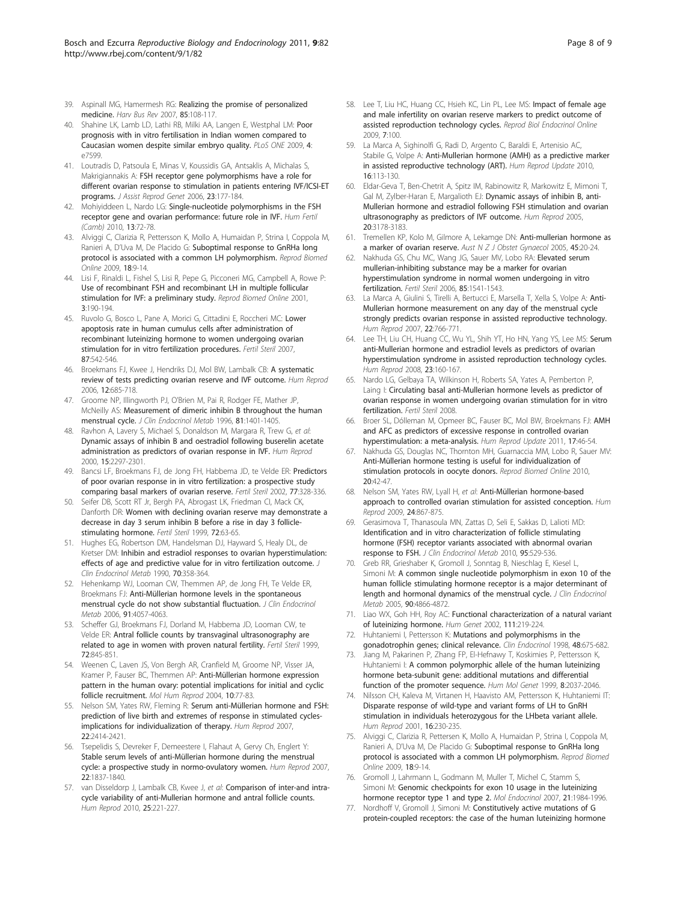39. Aspinall MG, Hamermesh RG: Realizing the promise of personalized medicine. *Harv Bus Rev* 2007, **85**:108-117.
40. Shahine LK, Lamb LD, Lathi RB, Milki AA, Langen E, Westphal LM: Poor prognosis with in vitro fertilisation in Indian women compared to Caucasian women despite similar embryo quality. *PLoS ONE* 2009, **4**: e7599.
41. Loutradis D, Patsoula E, Minas V, Koussidis GA, Antsaklis A, Michalas S, Makrigiannakis A: FSH receptor gene polymorphisms have a role for different ovarian response to stimulation in patients entering IVF/ICSI-ET programs. *J Assist Reprod Genet* 2006, **23**:177-184.
42. Mohiyiddeen L, Nardo LG: Single-nucleotide polymorphisms in the FSH receptor gene and ovarian performance: future role in IVF. *Hum Fertil (Camb)* 2010, **13**:72-78.
43. Alviggi C, Clarizia R, Pettersson K, Mollo A, Humaidan P, Strina I, Coppola M, Ranieri A, D'Uva M, De Placido G: Suboptimal response to GnRHa long protocol is associated with a common LH polymorphism. *Reprod Biomed Online* 2009, **18**:9-14.
44. Lisi F, Rinaldi L, Fishel S, Lisi R, Pepe G, Picconeri MG, Campbell A, Rowe P: Use of recombinant FSH and recombinant LH in multiple follicular stimulation for IVF: a preliminary study. *Reprod Biomed Online* 2001, **3**:190-194.
45. Ruvolo G, Bosco L, Pane A, Morici G, Cittadini E, Roccheri MC: Lower apoptosis rate in human cumulus cells after administration of recombinant luteinizing hormone to women undergoing ovarian stimulation for in vitro fertilization procedures. *Fertil Steril* 2007, **87**:542-546.
46. Broekmans FJ, Kwee J, Hendriks DJ, Mol BW, Lambalk CB: A systematic review of tests predicting ovarian reserve and IVF outcome. *Hum Reprod* 2006, **12**:685-718.
47. Groome NP, Illingworth PJ, O'Brien M, Pai R, Rodger FE, Mather JP, McNeilly AS: Measurement of dimeric inhibin B throughout the human menstrual cycle. *J Clin Endocrinol Metab* 1996, **81**:1401-1405.
48. Ravhon A, Lavery S, Michael S, Donaldson M, Margara R, Trew G, *et al*: Dynamic assays of inhibin B and oestradiol following buserelin acetate administration as predictors of ovarian response in IVF. *Hum Reprod* 2000, **15**:2297-2301.
49. Bancsi LF, Broekmans FJ, de Jong FH, Habbema JD, te Velde ER: Predictors of poor ovarian response in in vitro fertilization: a prospective study comparing basal markers of ovarian reserve. *Fertil Steril* 2002, **77**:328-336.
50. Seifer DB, Scott RT Jr, Bergh PA, Abrogast LK, Friedman CI, Mack CK, Danforth DR: Women with declining ovarian reserve may demonstrate a decrease in day 3 serum inhibin B before a rise in day 3 follicle-stimulating hormone. *Fertil Steril* 1999, **72**:63-65.
51. Hughes EG, Robertson DM, Handelsman DJ, Hayward S, Healy DL, de Kretser DM: Inhibin and estradiol responses to ovarian hyperstimulation: effects of age and predictive value for in vitro fertilization outcome. *J Clin Endocrinol Metab* 1990, **70**:358-364.
52. Hehenkamp WJ, Looman CW, Themmen AP, de Jong FH, Te Velde ER, Broekmans FJ: Anti-Müllerian hormone levels in the spontaneous menstrual cycle do not show substantial fluctuation. *J Clin Endocrinol Metab* 2006, **91**:4057-4063.
53. Scheffer GJ, Broekmans FJ, Dorland M, Habbema JD, Looman CW, te Velde ER: Antral follicle counts by transvaginal ultrasonography are related to age in women with proven natural fertility. *Fertil Steril* 1999, **72**:845-851.
54. Weenen C, Laven JS, Von Bergh AR, Cranfield M, Groome NP, Visser JA, Kramer P, Fauser BC, Themmen AP: Anti-Müllerian hormone expression pattern in the human ovary: potential implications for initial and cyclic follicle recruitment. *Mol Hum Reprod* 2004, **10**:77-83.
55. Nelson SM, Yates RW, Fleming R: Serum anti-Müllerian hormone and FSH: prediction of live birth and extremes of response in stimulated cycles-implications for individualization of therapy. *Hum Reprod* 2007, **22**:2414-2421.
56. Tsepelidis S, Devreker F, Demeestere I, Flahaut A, Gervy Ch, Englert Y: Stable serum levels of anti-Müllerian hormone during the menstrual cycle: a prospective study in normo-ovulatory women. *Hum Reprod* 2007, **22**:1837-1840.
57. van Disseldorp J, Lambalk CB, Kwee J, *et al*: Comparison of inter-and intra-cycle variability of anti-Mullerian hormone and antral follicle counts. *Hum Reprod* 2010, **25**:221-227.
58. Lee T, Liu HC, Huang CC, Hsieh KC, Lin PL, Lee MS: Impact of female age and male infertility on ovarian reserve markers to predict outcome of assisted reproduction technology cycles. *Reprod Biol Endocrinol Online* 2009, **7**:100.
59. La Marca A, Sighinolfi G, Radi D, Argento C, Baraldi E, Artenisio AC, Stabile G, Volpe A: Anti-Mullerian hormone (AMH) as a predictive marker in assisted reproductive technology (ART). *Hum Reprod Update* 2010, **16**:113-130.
60. Eldar-Geva T, Ben-Chetrit A, Spitz IM, Rabinowitz R, Markowitz E, Mimoni T, Gal M, Zylber-Haran E, Margalioth EJ: Dynamic assays of inhibin B, anti-Mullerian hormone and estradiol following FSH stimulation and ovarian ultrasonography as predictors of IVF outcome. *Hum Reprod* 2005, **20**:3178-3183.
61. Tremellen KP, Kolo M, Gilmore A, Lekamge DN: Anti-mullerian hormone as a marker of ovarian reserve. *Aust N Z J Obstet Gynaecol* 2005, **45**:20-24.
62. Nakhuda GS, Chu MC, Wang JG, Sauer MV, Lobo RA: Elevated serum mullerian-inhibiting substance may be a marker for ovarian hyperstimulation syndrome in normal women undergoing in vitro fertilization. *Fertil Steril* 2006, **85**:1541-1543.
63. La Marca A, Giulini S, Tirelli A, Bertucci E, Marsella T, Xella S, Volpe A: Anti-Mullerian hormone measurement on any day of the menstrual cycle strongly predicts ovarian response in assisted reproductive technology. *Hum Reprod* 2007, **22**:766-771.
64. Lee TH, Liu CH, Huang CC, Wu YL, Shih YT, Ho HN, Yang YS, Lee MS: Serum anti-Mullerian hormone and estradiol levels as predictors of ovarian hyperstimulation syndrome in assisted reproduction technology cycles. *Hum Reprod* 2008, **23**:160-167.
65. Nardo LG, Gelbaya TA, Wilkinson H, Roberts SA, Yates A, Pemberton P, Laing I: Circulating basal anti-Mullerian hormone levels as predictor of ovarian response in women undergoing ovarian stimulation for in vitro fertilization. *Fertil Steril* 2008.
66. Broer SL, Dólleman M, Opmeer BC, Fauser BC, Mol BW, Broekmans FJ: AMH and AFC as predictors of excessive response in controlled ovarian hyperstimulation: a meta-analysis. *Hum Reprod Update* 2011, **17**:46-54.
67. Nakhuda GS, Douglas NC, Thornton MH, Guarnaccia MM, Lobo R, Sauer MV: Anti-Müllerian hormone testing is useful for individualization of stimulation protocols in oocyte donors. *Reprod Biomed Online* 2010, **20**:42-47.
68. Nelson SM, Yates RW, Lyall H, *et al*: Anti-Müllerian hormone-based approach to controlled ovarian stimulation for assisted conception. *Hum Reprod* 2009, **24**:867-875.
69. Gerasimova T, Thanasoula MN, Zattas D, Seli E, Sakkas D, Lalioti MD: Identification and in vitro characterization of follicle stimulating hormone (FSH) receptor variants associated with abnormal ovarian response to FSH. *J Clin Endocrinol Metab* 2010, **95**:529-536.
70. Greb RR, Grieshaber K, Gromoll J, Sonntag B, Nieschlag E, Kiesel L, Simoni M: A common single nucleotide polymorphism in exon 10 of the human follicle stimulating hormone receptor is a major determinant of length and hormonal dynamics of the menstrual cycle. *J Clin Endocrinol Metab* 2005, **90**:4866-4872.
71. Liao WX, Goh HH, Roy AC: Functional characterization of a natural variant of luteinizing hormone. *Hum Genet* 2002, **111**:219-224.
72. Huhtaniemi I, Pettersson K: Mutations and polymorphisms in the gonadotrophin genes; clinical relevance. *Clin Endocrinol* 1998, **48**:675-682.
73. Jiang M, Pakarinen P, Zhang FP, El-Hefnawy T, Koskimies P, Pettersson K, Huhtaniemi I: A common polymorphic allele of the human luteinizing hormone beta-subunit gene: additional mutations and differential function of the promoter sequence. *Hum Mol Genet* 1999, **8**:2037-2046.
74. Nilsson CH, Kaleva M, Virtanen H, Haavisto AM, Pettersson K, Huhtaniemi IT: Disparate response of wild-type and variant forms of LH to GnRH stimulation in individuals heterozygous for the LHbeta variant allele. *Hum Reprod* 2001, **16**:230-235.
75. Alviggi C, Clarizia R, Pettersen K, Mollo A, Humaidan P, Strina I, Coppola M, Ranieri A, D'Uva M, De Placido G: Suboptimal response to GnRHa long protocol is associated with a common LH polymorphism. *Reprod Biomed Online* 2009, **18**:9-14.
76. Gromoll J, Lahrmann L, Godmann M, Muller T, Michel C, Stamm S, Simoni M: Genomic checkpoints for exon 10 usage in the luteinizing hormone receptor type 1 and type 2. *Mol Endocrinol* 2007, **21**:1984-1996.
77. Nordhoff V, Gromoll J, Simoni M: Constitutively active mutations of G protein-coupled receptors: the case of the human luteinizing hormone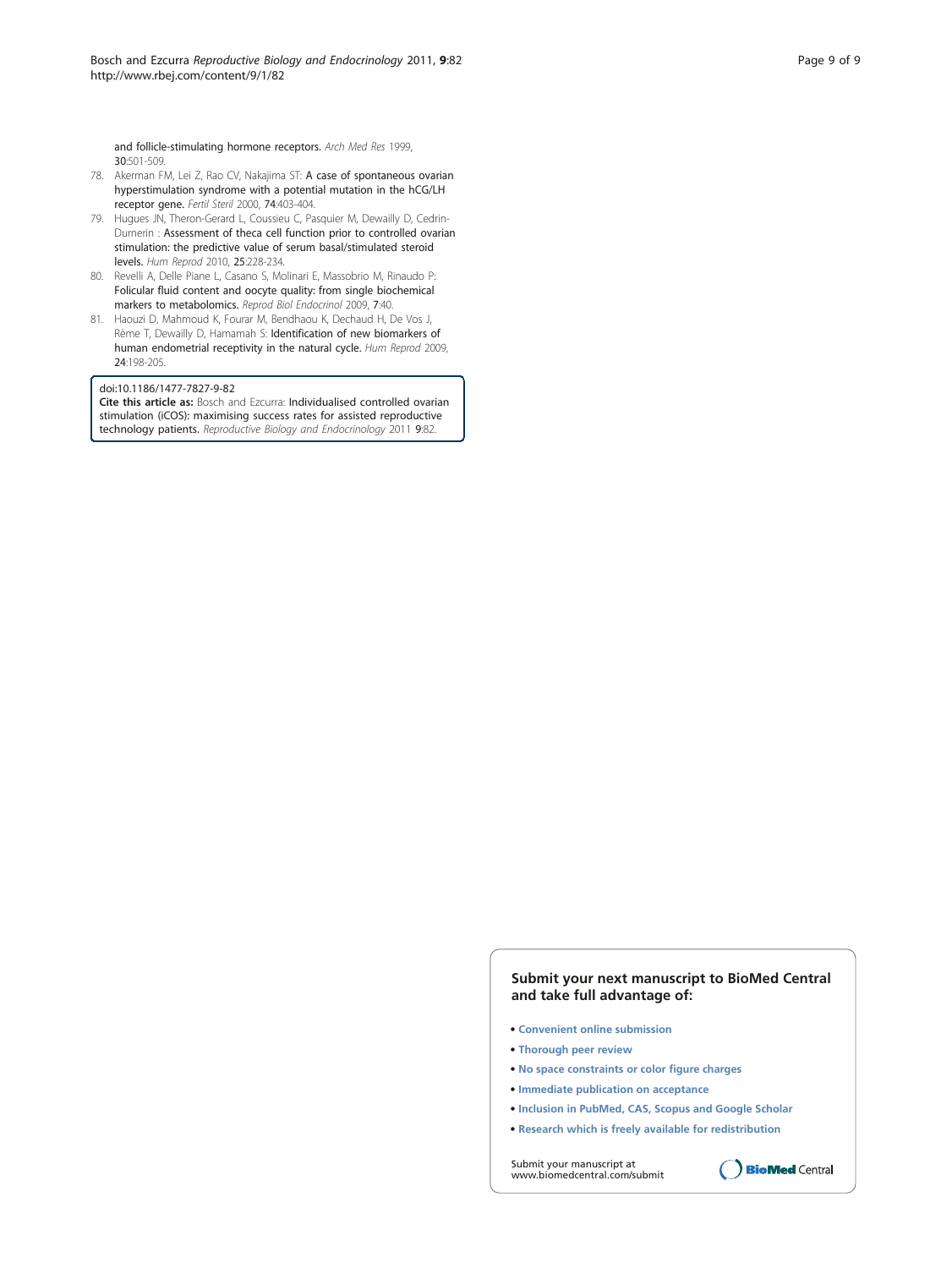and follicle-stimulating hormone receptors. *Arch Med Res* 1999, **30**:501-509.

78. Akerman FM, Lei Z, Rao CV, Nakajima ST: A case of spontaneous ovarian hyperstimulation syndrome with a potential mutation in the hCG/LH receptor gene. *Fertil Steril* 2000, **74**:403-404.
79. Hugues JN, Theron-Gerard L, Coussieu C, Pasquier M, Dewailly D, Cedrin-Durnerin : Assessment of theca cell function prior to controlled ovarian stimulation: the predictive value of serum basal/stimulated steroid levels. *Hum Reprod* 2010, **25**:228-234.
80. Revelli A, Delle Piane L, Casano S, Molinari E, Massobrio M, Rinaudo P: Folicular fluid content and oocyte quality: from single biochemical markers to metabolomics. *Reprod Biol Endocrinol* 2009, **7**:40.
81. Haouzi D, Mahmoud K, Fourar M, Bendhaou K, Dechaud H, De Vos J, Rème T, Dewailly D, Hamamah S: Identification of new biomarkers of human endometrial receptivity in the natural cycle. *Hum Reprod* 2009, **24**:198-205.

doi:10.1186/1477-7827-9-82
**Cite this article as:** Bosch and Ezcurra: Individualised controlled ovarian stimulation (iCOS): maximising success rates for assisted reproductive technology patients. *Reproductive Biology and Endocrinology* 2011 **9**:82.

**Submit your next manuscript to BioMed Central and take full advantage of:**

- Convenient online submission
- Thorough peer review
- No space constraints or color figure charges
- Immediate publication on acceptance
- Inclusion in PubMed, CAS, Scopus and Google Scholar
- Research which is freely available for redistribution

Submit your manuscript at
www.biomedcentral.com/submit

BioMed Central